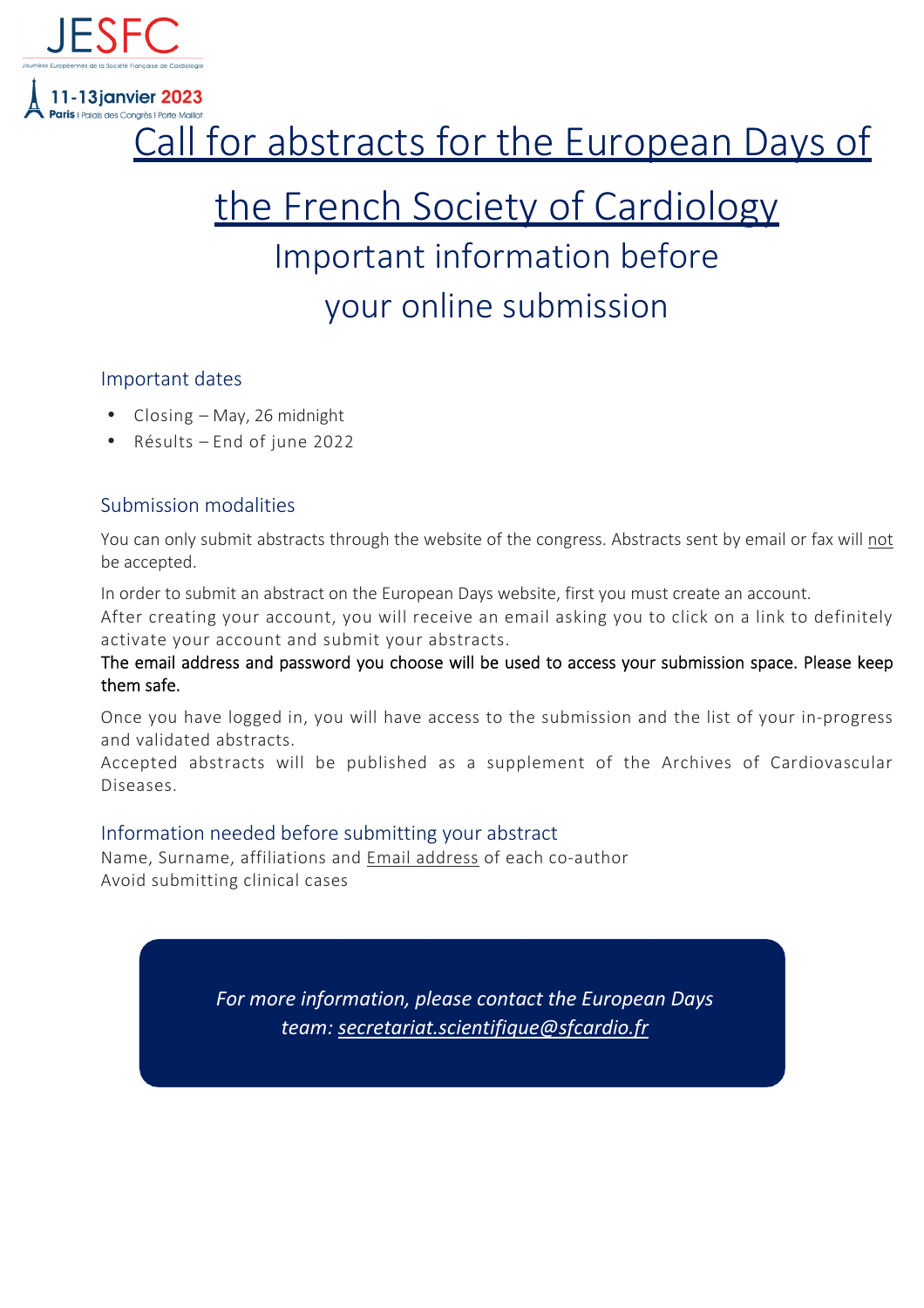JESFC

Journées Européennes de la Société Française de Cardiologie

11-13 janvier 2023

Paris | Palais des Congrès | Porte Maillot

# Call for abstracts for the European Days of the French Society of Cardiology

## Important information before your online submission

### Important dates

- Closing – May, 26 midnight
- Résults – End of june 2022

### Submission modalities

You can only submit abstracts through the website of the congress. Abstracts sent by email or fax will not be accepted.

In order to submit an abstract on the European Days website, first you must create an account.
After creating your account, you will receive an email asking you to click on a link to definitely activate your account and submit your abstracts.
The email address and password you choose will be used to access your submission space. Please keep them safe.

Once you have logged in, you will have access to the submission and the list of your in-progress and validated abstracts.
Accepted abstracts will be published as a supplement of the Archives of Cardiovascular Diseases.

### Information needed before submitting your abstract

Name, Surname, affiliations and Email address of each co-author
Avoid submitting clinical cases

*For more information, please contact the European Days team: secretariat.scientifique@sfcardio.fr*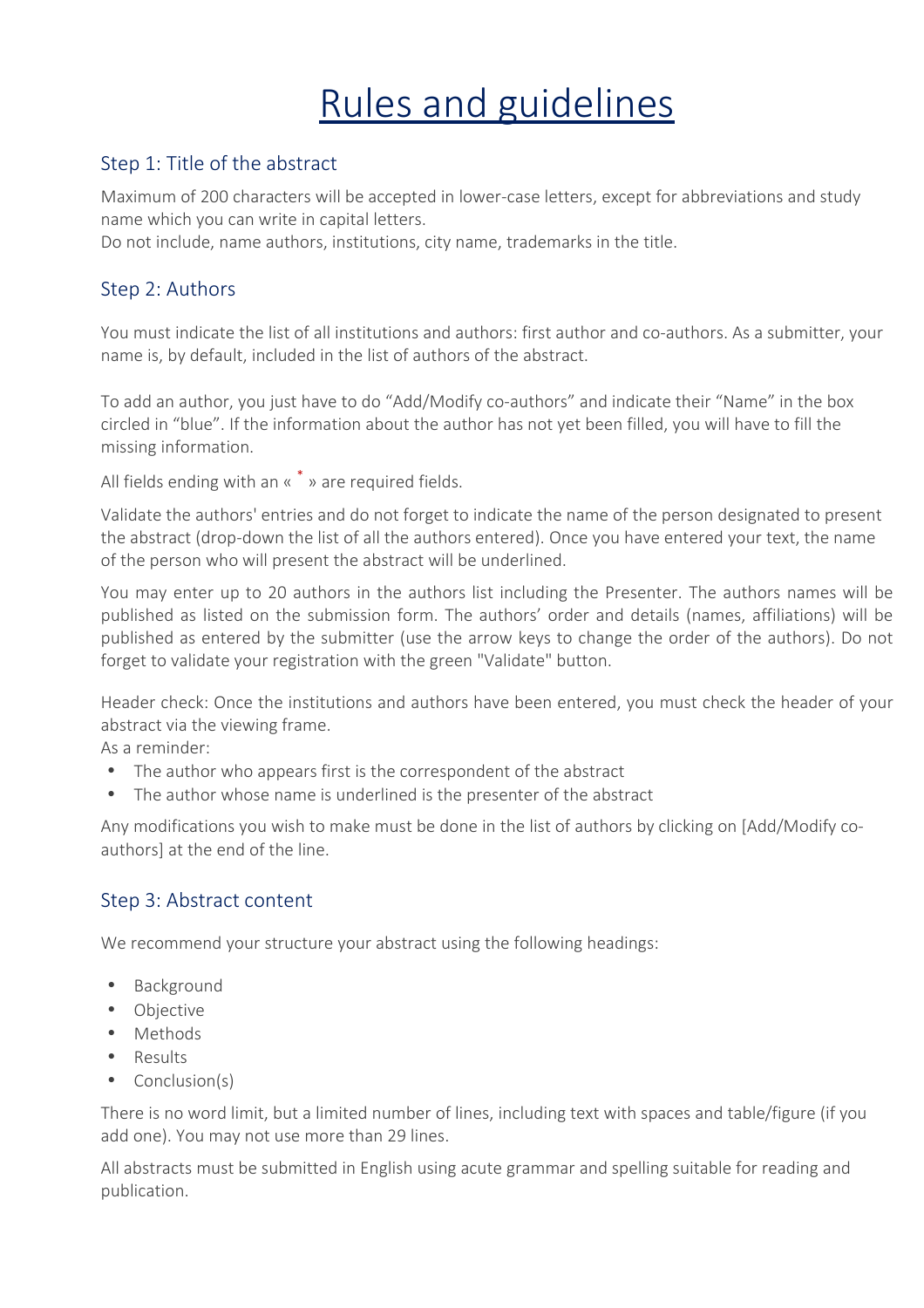# Rules and guidelines

## Step 1: Title of the abstract

Maximum of 200 characters will be accepted in lower-case letters, except for abbreviations and study name which you can write in capital letters.
Do not include, name authors, institutions, city name, trademarks in the title.

## Step 2: Authors

You must indicate the list of all institutions and authors: first author and co-authors. As a submitter, your name is, by default, included in the list of authors of the abstract.

To add an author, you just have to do "Add/Modify co-authors" and indicate their "Name" in the box circled in "blue". If the information about the author has not yet been filled, you will have to fill the missing information.

All fields ending with an « * » are required fields.

Validate the authors' entries and do not forget to indicate the name of the person designated to present the abstract (drop-down the list of all the authors entered). Once you have entered your text, the name of the person who will present the abstract will be underlined.

You may enter up to 20 authors in the authors list including the Presenter. The authors names will be published as listed on the submission form. The authors' order and details (names, affiliations) will be published as entered by the submitter (use the arrow keys to change the order of the authors). Do not forget to validate your registration with the green "Validate" button.

Header check: Once the institutions and authors have been entered, you must check the header of your abstract via the viewing frame.
As a reminder:

- The author who appears first is the correspondent of the abstract
- The author whose name is underlined is the presenter of the abstract

Any modifications you wish to make must be done in the list of authors by clicking on [Add/Modify co-authors] at the end of the line.

## Step 3: Abstract content

We recommend your structure your abstract using the following headings:

- Background
- Objective
- Methods
- Results
- Conclusion(s)

There is no word limit, but a limited number of lines, including text with spaces and table/figure (if you add one). You may not use more than 29 lines.

All abstracts must be submitted in English using acute grammar and spelling suitable for reading and publication.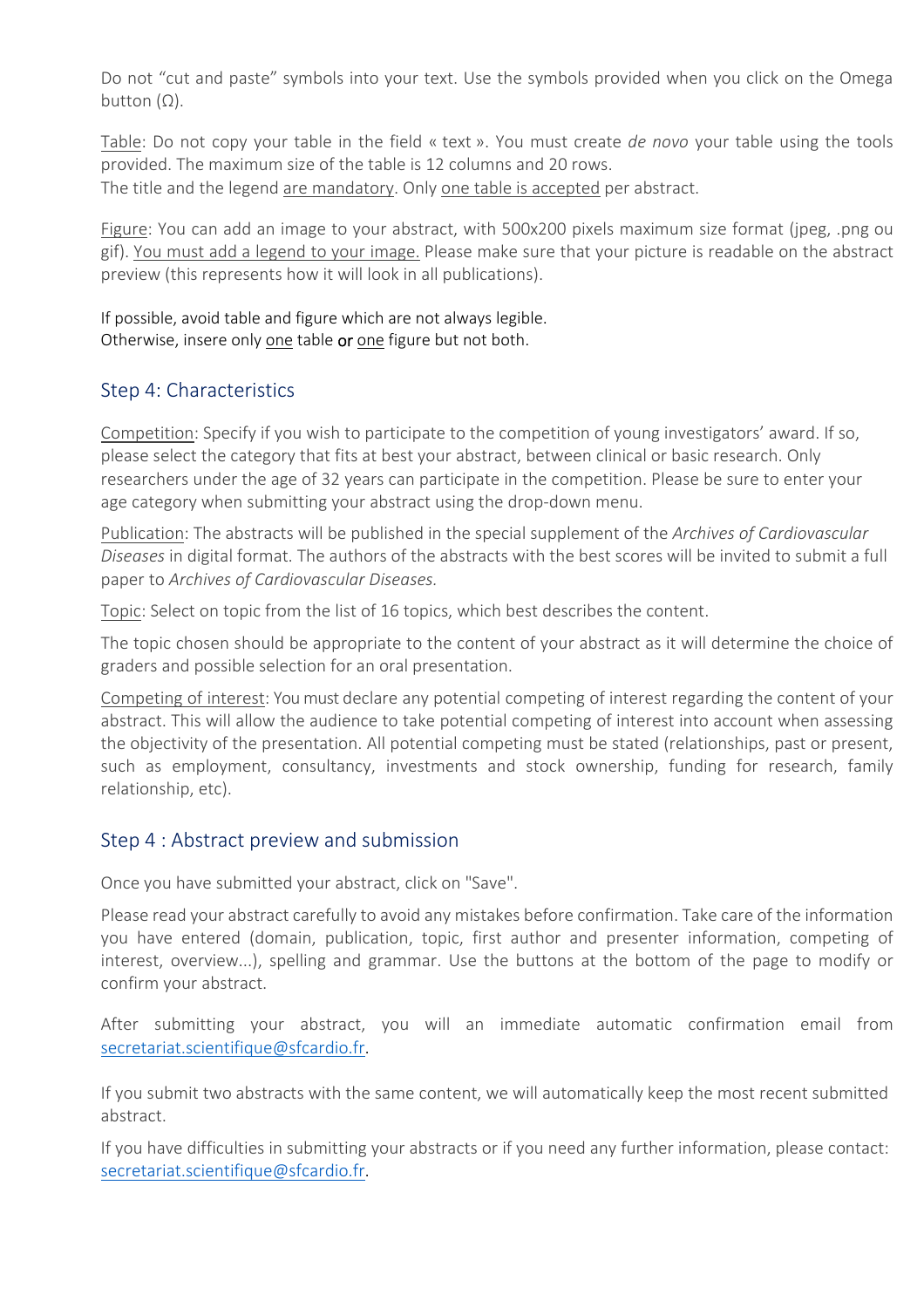Do not "cut and paste" symbols into your text. Use the symbols provided when you click on the Omega button (Ω).

Table: Do not copy your table in the field « text ». You must create *de novo* your table using the tools provided. The maximum size of the table is 12 columns and 20 rows.
The title and the legend are mandatory. Only one table is accepted per abstract.

Figure: You can add an image to your abstract, with 500x200 pixels maximum size format (jpeg, .png ou gif). You must add a legend to your image. Please make sure that your picture is readable on the abstract preview (this represents how it will look in all publications).

If possible, avoid table and figure which are not always legible.
Otherwise, insere only one table or one figure but not both.

## Step 4: Characteristics

Competition: Specify if you wish to participate to the competition of young investigators' award. If so, please select the category that fits at best your abstract, between clinical or basic research. Only researchers under the age of 32 years can participate in the competition. Please be sure to enter your age category when submitting your abstract using the drop-down menu.

Publication: The abstracts will be published in the special supplement of the *Archives of Cardiovascular Diseases* in digital format. The authors of the abstracts with the best scores will be invited to submit a full paper to *Archives of Cardiovascular Diseases.*

Topic: Select on topic from the list of 16 topics, which best describes the content.

The topic chosen should be appropriate to the content of your abstract as it will determine the choice of graders and possible selection for an oral presentation.

Competing of interest: You must declare any potential competing of interest regarding the content of your abstract. This will allow the audience to take potential competing of interest into account when assessing the objectivity of the presentation. All potential competing must be stated (relationships, past or present, such as employment, consultancy, investments and stock ownership, funding for research, family relationship, etc).

## Step 4 : Abstract preview and submission

Once you have submitted your abstract, click on "Save".

Please read your abstract carefully to avoid any mistakes before confirmation. Take care of the information you have entered (domain, publication, topic, first author and presenter information, competing of interest, overview...), spelling and grammar. Use the buttons at the bottom of the page to modify or confirm your abstract.

After submitting your abstract, you will an immediate automatic confirmation email from secretariat.scientifique@sfcardio.fr.

If you submit two abstracts with the same content, we will automatically keep the most recent submitted abstract.

If you have difficulties in submitting your abstracts or if you need any further information, please contact: secretariat.scientifique@sfcardio.fr.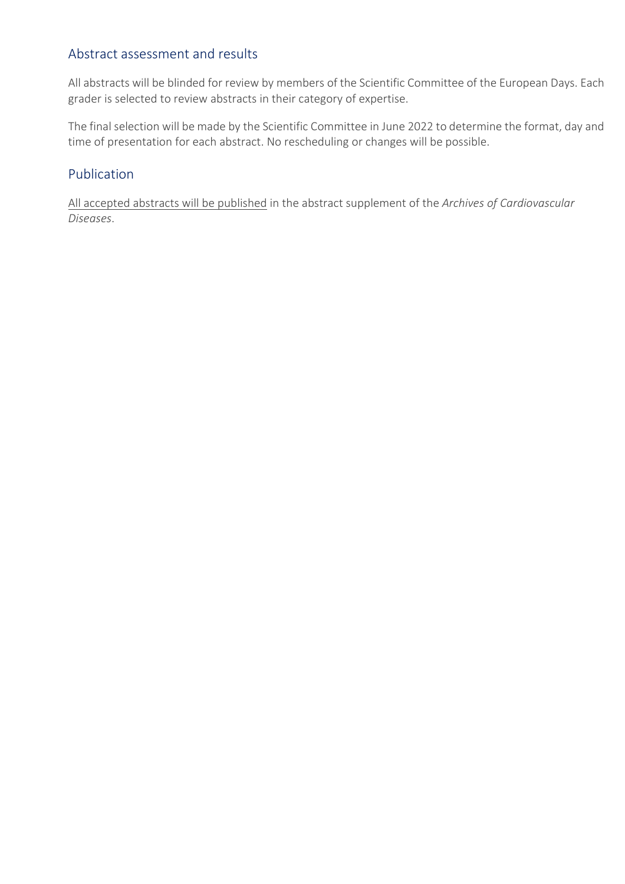## Abstract assessment and results

All abstracts will be blinded for review by members of the Scientific Committee of the European Days. Each grader is selected to review abstracts in their category of expertise.

The final selection will be made by the Scientific Committee in June 2022 to determine the format, day and time of presentation for each abstract. No rescheduling or changes will be possible.

## Publication

All accepted abstracts will be published in the abstract supplement of the *Archives of Cardiovascular Diseases*.